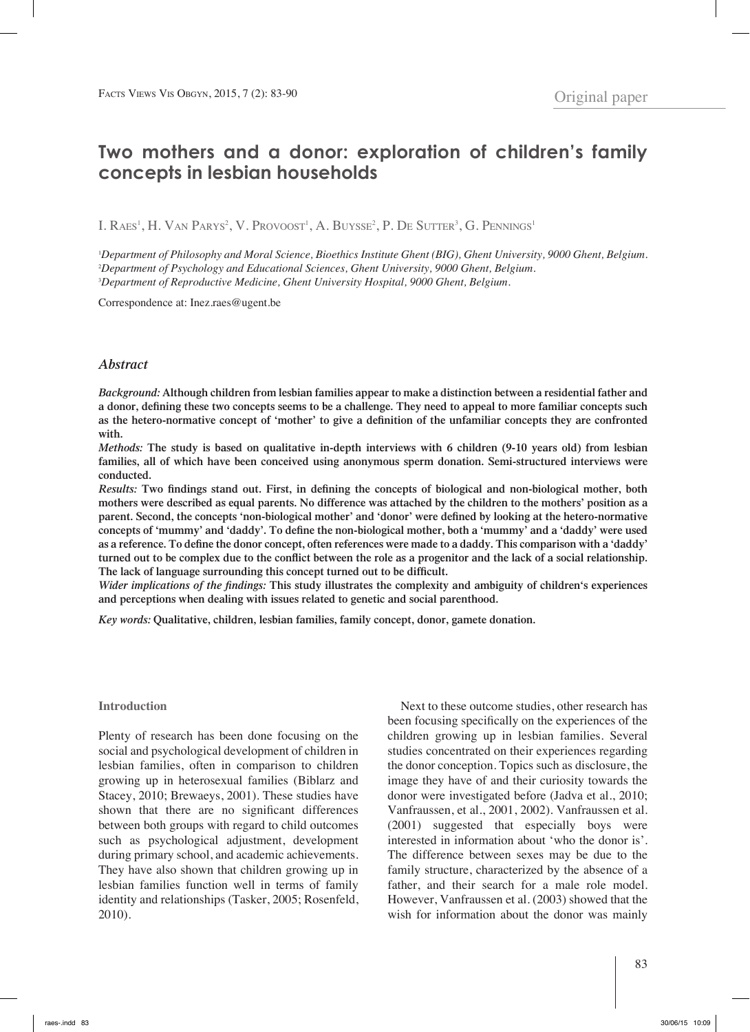Original paper

# Two mothers and a donor: exploration of children's family concepts in lesbian households

I. Raes[1], H. Van Parys[2], V. Provoost[1], A. Buysse[2], P. De Sutter[3], G. Pennings[1]

[1]Department of Philosophy and Moral Science, Bioethics Institute Ghent (BIG), Ghent University, 9000 Ghent, Belgium.
[2]Department of Psychology and Educational Sciences, Ghent University, 9000 Ghent, Belgium.
[3]Department of Reproductive Medicine, Ghent University Hospital, 9000 Ghent, Belgium.

Correspondence at: Inez.raes@ugent.be

## Abstract

*Background:* **Although children from lesbian families appear to make a distinction between a residential father and a donor, defining these two concepts seems to be a challenge. They need to appeal to more familiar concepts such as the hetero-normative concept of 'mother' to give a definition of the unfamiliar concepts they are confronted with.**

*Methods:* **The study is based on qualitative in-depth interviews with 6 children (9-10 years old) from lesbian families, all of which have been conceived using anonymous sperm donation. Semi-structured interviews were conducted.**

*Results:* **Two findings stand out. First, in defining the concepts of biological and non-biological mother, both mothers were described as equal parents. No difference was attached by the children to the mothers' position as a parent. Second, the concepts 'non-biological mother' and 'donor' were defined by looking at the hetero-normative concepts of 'mummy' and 'daddy'. To define the non-biological mother, both a 'mummy' and a 'daddy' were used as a reference. To define the donor concept, often references were made to a daddy. This comparison with a 'daddy' turned out to be complex due to the conflict between the role as a progenitor and the lack of a social relationship. The lack of language surrounding this concept turned out to be difficult.**

*Wider implications of the findings:* **This study illustrates the complexity and ambiguity of children's experiences and perceptions when dealing with issues related to genetic and social parenthood.**

*Key words:* **Qualitative, children, lesbian families, family concept, donor, gamete donation.**

## Introduction

Plenty of research has been done focusing on the social and psychological development of children in lesbian families, often in comparison to children growing up in heterosexual families (Biblarz and Stacey, 2010; Brewaeys, 2001). These studies have shown that there are no significant differences between both groups with regard to child outcomes such as psychological adjustment, development during primary school, and academic achievements. They have also shown that children growing up in lesbian families function well in terms of family identity and relationships (Tasker, 2005; Rosenfeld, 2010).

Next to these outcome studies, other research has been focusing specifically on the experiences of the children growing up in lesbian families. Several studies concentrated on their experiences regarding the donor conception. Topics such as disclosure, the image they have of and their curiosity towards the donor were investigated before (Jadva et al., 2010; Vanfraussen, et al., 2001, 2002). Vanfraussen et al. (2001) suggested that especially boys were interested in information about 'who the donor is'. The difference between sexes may be due to the family structure, characterized by the absence of a father, and their search for a male role model. However, Vanfraussen et al. (2003) showed that the wish for information about the donor was mainly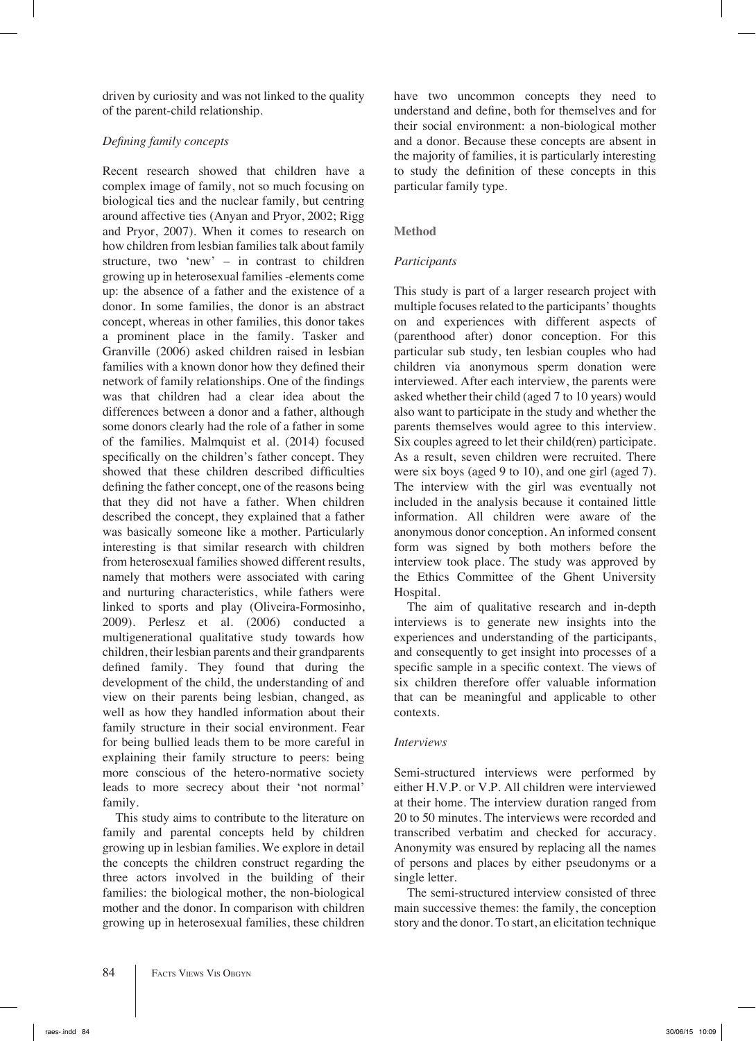driven by curiosity and was not linked to the quality of the parent-child relationship.

### *Defining family concepts*

Recent research showed that children have a complex image of family, not so much focusing on biological ties and the nuclear family, but centring around affective ties (Anyan and Pryor, 2002; Rigg and Pryor, 2007). When it comes to research on how children from lesbian families talk about family structure, two 'new' – in contrast to children growing up in heterosexual families -elements come up: the absence of a father and the existence of a donor. In some families, the donor is an abstract concept, whereas in other families, this donor takes a prominent place in the family. Tasker and Granville (2006) asked children raised in lesbian families with a known donor how they defined their network of family relationships. One of the findings was that children had a clear idea about the differences between a donor and a father, although some donors clearly had the role of a father in some of the families. Malmquist et al. (2014) focused specifically on the children's father concept. They showed that these children described difficulties defining the father concept, one of the reasons being that they did not have a father. When children described the concept, they explained that a father was basically someone like a mother. Particularly interesting is that similar research with children from heterosexual families showed different results, namely that mothers were associated with caring and nurturing characteristics, while fathers were linked to sports and play (Oliveira-Formosinho, 2009). Perlesz et al. (2006) conducted a multigenerational qualitative study towards how children, their lesbian parents and their grandparents defined family. They found that during the development of the child, the understanding of and view on their parents being lesbian, changed, as well as how they handled information about their family structure in their social environment. Fear for being bullied leads them to be more careful in explaining their family structure to peers: being more conscious of the hetero-normative society leads to more secrecy about their 'not normal' family.

This study aims to contribute to the literature on family and parental concepts held by children growing up in lesbian families. We explore in detail the concepts the children construct regarding the three actors involved in the building of their families: the biological mother, the non-biological mother and the donor. In comparison with children growing up in heterosexual families, these children have two uncommon concepts they need to understand and define, both for themselves and for their social environment: a non-biological mother and a donor. Because these concepts are absent in the majority of families, it is particularly interesting to study the definition of these concepts in this particular family type.

## Method

### *Participants*

This study is part of a larger research project with multiple focuses related to the participants' thoughts on and experiences with different aspects of (parenthood after) donor conception. For this particular sub study, ten lesbian couples who had children via anonymous sperm donation were interviewed. After each interview, the parents were asked whether their child (aged 7 to 10 years) would also want to participate in the study and whether the parents themselves would agree to this interview. Six couples agreed to let their child(ren) participate. As a result, seven children were recruited. There were six boys (aged 9 to 10), and one girl (aged 7). The interview with the girl was eventually not included in the analysis because it contained little information. All children were aware of the anonymous donor conception. An informed consent form was signed by both mothers before the interview took place. The study was approved by the Ethics Committee of the Ghent University Hospital.

The aim of qualitative research and in-depth interviews is to generate new insights into the experiences and understanding of the participants, and consequently to get insight into processes of a specific sample in a specific context. The views of six children therefore offer valuable information that can be meaningful and applicable to other contexts.

### *Interviews*

Semi-structured interviews were performed by either H.V.P. or V.P. All children were interviewed at their home. The interview duration ranged from 20 to 50 minutes. The interviews were recorded and transcribed verbatim and checked for accuracy. Anonymity was ensured by replacing all the names of persons and places by either pseudonyms or a single letter.

The semi-structured interview consisted of three main successive themes: the family, the conception story and the donor. To start, an elicitation technique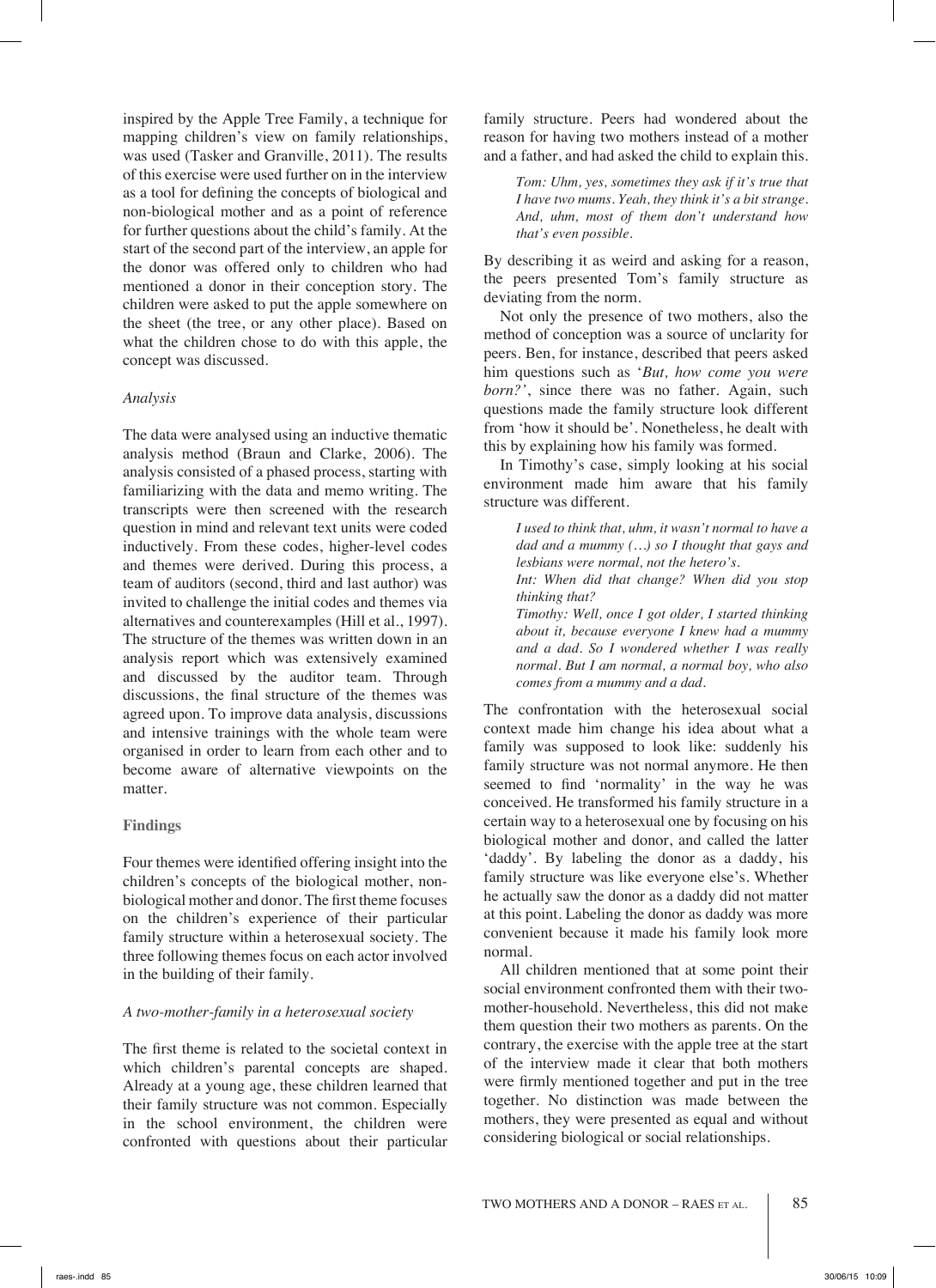inspired by the Apple Tree Family, a technique for mapping children's view on family relationships, was used (Tasker and Granville, 2011). The results of this exercise were used further on in the interview as a tool for defining the concepts of biological and non-biological mother and as a point of reference for further questions about the child's family. At the start of the second part of the interview, an apple for the donor was offered only to children who had mentioned a donor in their conception story. The children were asked to put the apple somewhere on the sheet (the tree, or any other place). Based on what the children chose to do with this apple, the concept was discussed.

### *Analysis*

The data were analysed using an inductive thematic analysis method (Braun and Clarke, 2006). The analysis consisted of a phased process, starting with familiarizing with the data and memo writing. The transcripts were then screened with the research question in mind and relevant text units were coded inductively. From these codes, higher-level codes and themes were derived. During this process, a team of auditors (second, third and last author) was invited to challenge the initial codes and themes via alternatives and counterexamples (Hill et al., 1997). The structure of the themes was written down in an analysis report which was extensively examined and discussed by the auditor team. Through discussions, the final structure of the themes was agreed upon. To improve data analysis, discussions and intensive trainings with the whole team were organised in order to learn from each other and to become aware of alternative viewpoints on the matter.

## **Findings**

Four themes were identified offering insight into the children's concepts of the biological mother, non-biological mother and donor. The first theme focuses on the children's experience of their particular family structure within a heterosexual society. The three following themes focus on each actor involved in the building of their family.

### *A two-mother-family in a heterosexual society*

The first theme is related to the societal context in which children's parental concepts are shaped. Already at a young age, these children learned that their family structure was not common. Especially in the school environment, the children were confronted with questions about their particular family structure. Peers had wondered about the reason for having two mothers instead of a mother and a father, and had asked the child to explain this.

> *Tom: Uhm, yes, sometimes they ask if it's true that I have two mums. Yeah, they think it's a bit strange. And, uhm, most of them don't understand how that's even possible.*

By describing it as weird and asking for a reason, the peers presented Tom's family structure as deviating from the norm.

Not only the presence of two mothers, also the method of conception was a source of unclarity for peers. Ben, for instance, described that peers asked him questions such as '*But, how come you were born?*', since there was no father. Again, such questions made the family structure look different from 'how it should be'. Nonetheless, he dealt with this by explaining how his family was formed.

In Timothy's case, simply looking at his social environment made him aware that his family structure was different.

> *I used to think that, uhm, it wasn't normal to have a dad and a mummy (…) so I thought that gays and lesbians were normal, not the hetero's.*
>
> *Int: When did that change? When did you stop thinking that?*
>
> *Timothy: Well, once I got older, I started thinking about it, because everyone I knew had a mummy and a dad. So I wondered whether I was really normal. But I am normal, a normal boy, who also comes from a mummy and a dad.*

The confrontation with the heterosexual social context made him change his idea about what a family was supposed to look like: suddenly his family structure was not normal anymore. He then seemed to find 'normality' in the way he was conceived. He transformed his family structure in a certain way to a heterosexual one by focusing on his biological mother and donor, and called the latter 'daddy'. By labeling the donor as a daddy, his family structure was like everyone else's. Whether he actually saw the donor as a daddy did not matter at this point. Labeling the donor as daddy was more convenient because it made his family look more normal.

All children mentioned that at some point their social environment confronted them with their two-mother-household. Nevertheless, this did not make them question their two mothers as parents. On the contrary, the exercise with the apple tree at the start of the interview made it clear that both mothers were firmly mentioned together and put in the tree together. No distinction was made between the mothers, they were presented as equal and without considering biological or social relationships.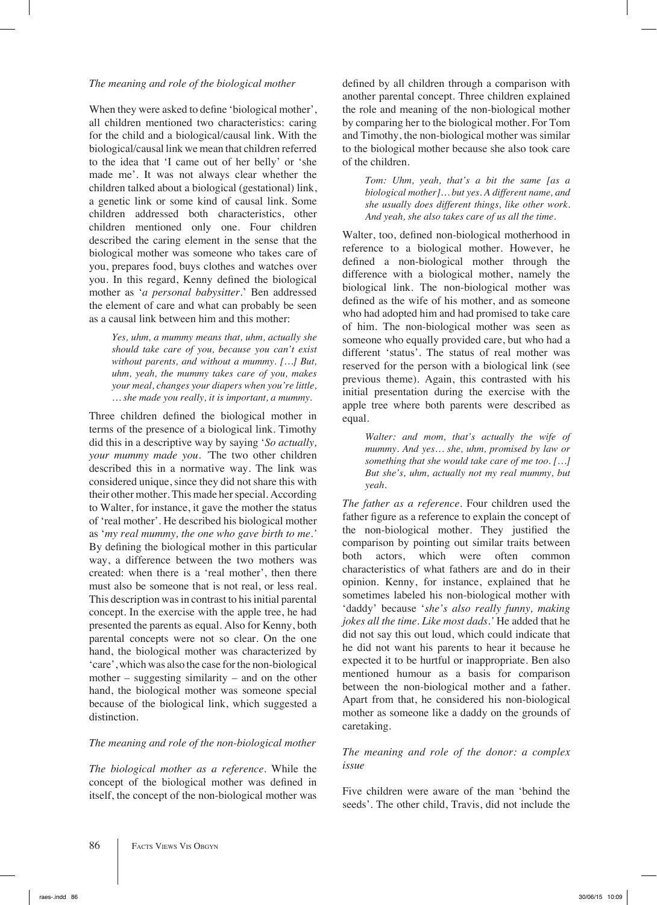### *The meaning and role of the biological mother*

When they were asked to define 'biological mother', all children mentioned two characteristics: caring for the child and a biological/causal link. With the biological/causal link we mean that children referred to the idea that 'I came out of her belly' or 'she made me'. It was not always clear whether the children talked about a biological (gestational) link, a genetic link or some kind of causal link. Some children addressed both characteristics, other children mentioned only one. Four children described the caring element in the sense that the biological mother was someone who takes care of you, prepares food, buys clothes and watches over you. In this regard, Kenny defined the biological mother as '*a personal babysitter*.' Ben addressed the element of care and what can probably be seen as a causal link between him and this mother:

> *Yes, uhm, a mummy means that, uhm, actually she should take care of you, because you can't exist without parents, and without a mummy. […] But, uhm, yeah, the mummy takes care of you, makes your meal, changes your diapers when you're little, … she made you really, it is important, a mummy.*

Three children defined the biological mother in terms of the presence of a biological link. Timothy did this in a descriptive way by saying '*So actually, your mummy made you. '*The two other children described this in a normative way. The link was considered unique, since they did not share this with their other mother. This made her special. According to Walter, for instance, it gave the mother the status of 'real mother'. He described his biological mother as '*my real mummy, the one who gave birth to me.*' By defining the biological mother in this particular way, a difference between the two mothers was created: when there is a 'real mother', then there must also be someone that is not real, or less real. This description was in contrast to his initial parental concept. In the exercise with the apple tree, he had presented the parents as equal. Also for Kenny, both parental concepts were not so clear. On the one hand, the biological mother was characterized by 'care', which was also the case for the non-biological mother – suggesting similarity – and on the other hand, the biological mother was someone special because of the biological link, which suggested a distinction.

### *The meaning and role of the non-biological mother*

*The biological mother as a reference*. While the concept of the biological mother was defined in itself, the concept of the non-biological mother was defined by all children through a comparison with another parental concept. Three children explained the role and meaning of the non-biological mother by comparing her to the biological mother. For Tom and Timothy, the non-biological mother was similar to the biological mother because she also took care of the children.

> *Tom: Uhm, yeah, that's a bit the same [as a biological mother]… but yes. A different name, and she usually does different things, like other work. And yeah, she also takes care of us all the time.*

Walter, too, defined non-biological motherhood in reference to a biological mother. However, he defined a non-biological mother through the difference with a biological mother, namely the biological link. The non-biological mother was defined as the wife of his mother, and as someone who had adopted him and had promised to take care of him. The non-biological mother was seen as someone who equally provided care, but who had a different 'status'. The status of real mother was reserved for the person with a biological link (see previous theme). Again, this contrasted with his initial presentation during the exercise with the apple tree where both parents were described as equal.

> *Walter: and mom, that's actually the wife of mummy. And yes… she, uhm, promised by law or something that she would take care of me too. […] But she's, uhm, actually not my real mummy, but yeah.*

*The father as a reference*. Four children used the father figure as a reference to explain the concept of the non-biological mother. They justified the comparison by pointing out similar traits between both actors, which were often common characteristics of what fathers are and do in their opinion. Kenny, for instance, explained that he sometimes labeled his non-biological mother with 'daddy' because '*she's also really funny, making jokes all the time. Like most dads.*' He added that he did not say this out loud, which could indicate that he did not want his parents to hear it because he expected it to be hurtful or inappropriate. Ben also mentioned humour as a basis for comparison between the non-biological mother and a father. Apart from that, he considered his non-biological mother as someone like a daddy on the grounds of caretaking.

### *The meaning and role of the donor: a complex issue*

Five children were aware of the man 'behind the seeds'. The other child, Travis, did not include the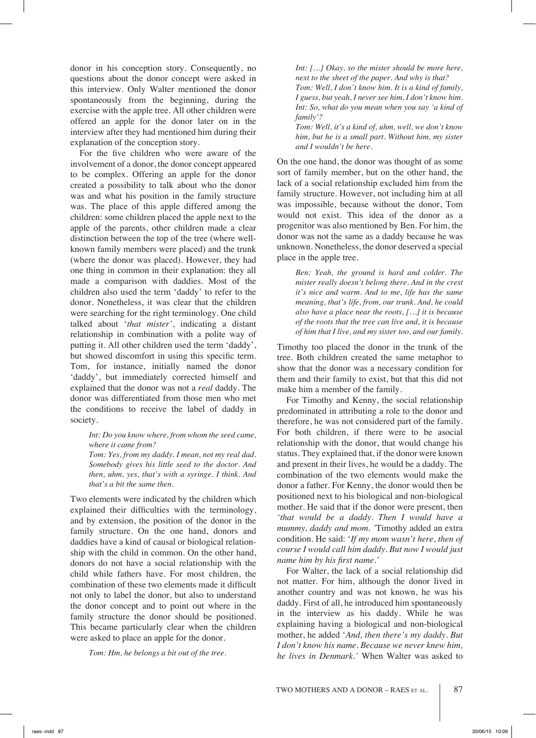donor in his conception story. Consequently, no questions about the donor concept were asked in this interview. Only Walter mentioned the donor spontaneously from the beginning, during the exercise with the apple tree. All other children were offered an apple for the donor later on in the interview after they had mentioned him during their explanation of the conception story.

For the five children who were aware of the involvement of a donor, the donor concept appeared to be complex. Offering an apple for the donor created a possibility to talk about who the donor was and what his position in the family structure was. The place of this apple differed among the children: some children placed the apple next to the apple of the parents, other children made a clear distinction between the top of the tree (where well-known family members were placed) and the trunk (where the donor was placed). However, they had one thing in common in their explanation: they all made a comparison with daddies. Most of the children also used the term 'daddy' to refer to the donor. Nonetheless, it was clear that the children were searching for the right terminology. One child talked about '*that mister*', indicating a distant relationship in combination with a polite way of putting it. All other children used the term 'daddy', but showed discomfort in using this specific term. Tom, for instance, initially named the donor 'daddy', but immediately corrected himself and explained that the donor was not a *real* daddy. The donor was differentiated from those men who met the conditions to receive the label of daddy in society.

> *Int: Do you know where, from whom the seed came, where it came from?*
> *Tom: Yes, from my daddy. I mean, not my real dad. Somebody gives his little seed to the doctor. And then, uhm, yes, that's with a syringe. I think. And that's a bit the same then.*

Two elements were indicated by the children which explained their difficulties with the terminology, and by extension, the position of the donor in the family structure. On the one hand, donors and daddies have a kind of causal or biological relationship with the child in common. On the other hand, donors do not have a social relationship with the child while fathers have. For most children, the combination of these two elements made it difficult not only to label the donor, but also to understand the donor concept and to point out where in the family structure the donor should be positioned. This became particularly clear when the children were asked to place an apple for the donor.

> *Tom: Hm, he belongs a bit out of the tree.*
> *Int: […] Okay, so the mister should be more here, next to the sheet of the paper. And why is that?*
> *Tom: Well, I don't know him. It is a kind of family, I guess, but yeah, I never see him, I don't know him.*
> *Int: So, what do you mean when you say 'a kind of family'?*
> *Tom: Well, it's a kind of, uhm, well, we don't know him, but he is a small part. Without him, my sister and I wouldn't be here.*

On the one hand, the donor was thought of as some sort of family member, but on the other hand, the lack of a social relationship excluded him from the family structure. However, not including him at all was impossible, because without the donor, Tom would not exist. This idea of the donor as a progenitor was also mentioned by Ben. For him, the donor was not the same as a daddy because he was unknown. Nonetheless, the donor deserved a special place in the apple tree.

> *Ben: Yeah, the ground is hard and colder. The mister really doesn't belong there. And in the crest it's nice and warm. And to me, life has the same meaning, that's life, from, our trunk. And, he could also have a place near the roots, […] it is because of the roots that the tree can live and, it is because of him that I live, and my sister too, and our family.*

Timothy too placed the donor in the trunk of the tree. Both children created the same metaphor to show that the donor was a necessary condition for them and their family to exist, but that this did not make him a member of the family.

For Timothy and Kenny, the social relationship predominated in attributing a role to the donor and therefore, he was not considered part of the family. For both children, if there were to be asocial relationship with the donor, that would change his status. They explained that, if the donor were known and present in their lives, he would be a daddy. The combination of the two elements would make the donor a father. For Kenny, the donor would then be positioned next to his biological and non-biological mother. He said that if the donor were present, then *'that would be a daddy. Then I would have a mummy, daddy and mom.'* Timothy added an extra condition. He said: '*If my mom wasn't here, then of course I would call him daddy. But now I would just name him by his first name.*'

For Walter, the lack of a social relationship did not matter. For him, although the donor lived in another country and was not known, he was his daddy. First of all, he introduced him spontaneously in the interview as his daddy. While he was explaining having a biological and non-biological mother, he added '*And, then there's my daddy. But I don't know his name. Because we never knew him, he lives in Denmark.*' When Walter was asked to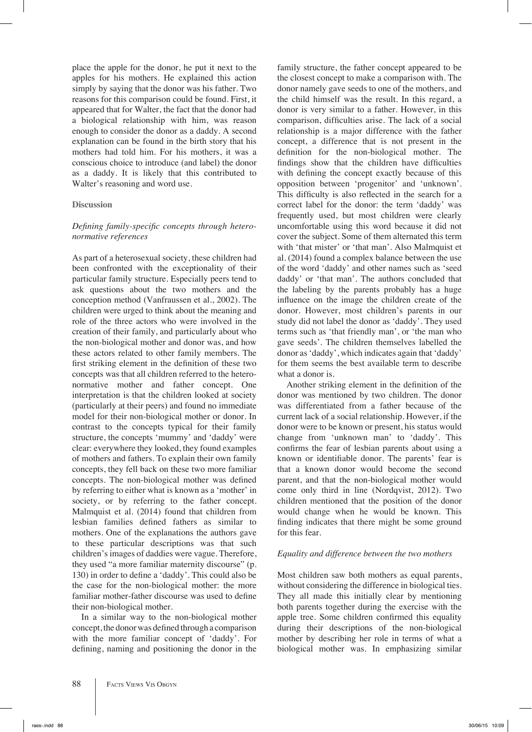place the apple for the donor, he put it next to the apples for his mothers. He explained this action simply by saying that the donor was his father. Two reasons for this comparison could be found. First, it appeared that for Walter, the fact that the donor had a biological relationship with him, was reason enough to consider the donor as a daddy. A second explanation can be found in the birth story that his mothers had told him. For his mothers, it was a conscious choice to introduce (and label) the donor as a daddy. It is likely that this contributed to Walter's reasoning and word use.

## Discussion

### *Defining family-specific concepts through hetero-normative references*

As part of a heterosexual society, these children had been confronted with the exceptionality of their particular family structure. Especially peers tend to ask questions about the two mothers and the conception method (Vanfraussen et al., 2002). The children were urged to think about the meaning and role of the three actors who were involved in the creation of their family, and particularly about who the non-biological mother and donor was, and how these actors related to other family members. The first striking element in the definition of these two concepts was that all children referred to the hetero-normative mother and father concept. One interpretation is that the children looked at society (particularly at their peers) and found no immediate model for their non-biological mother or donor. In contrast to the concepts typical for their family structure, the concepts 'mummy' and 'daddy' were clear: everywhere they looked, they found examples of mothers and fathers. To explain their own family concepts, they fell back on these two more familiar concepts. The non-biological mother was defined by referring to either what is known as a 'mother' in society, or by referring to the father concept. Malmquist et al. (2014) found that children from lesbian families defined fathers as similar to mothers. One of the explanations the authors gave to these particular descriptions was that such children's images of daddies were vague. Therefore, they used "a more familiar maternity discourse" (p. 130) in order to define a 'daddy'. This could also be the case for the non-biological mother: the more familiar mother-father discourse was used to define their non-biological mother.

In a similar way to the non-biological mother concept, the donor was defined through a comparison with the more familiar concept of 'daddy'. For defining, naming and positioning the donor in the family structure, the father concept appeared to be the closest concept to make a comparison with. The donor namely gave seeds to one of the mothers, and the child himself was the result. In this regard, a donor is very similar to a father. However, in this comparison, difficulties arise. The lack of a social relationship is a major difference with the father concept, a difference that is not present in the definition for the non-biological mother. The findings show that the children have difficulties with defining the concept exactly because of this opposition between 'progenitor' and 'unknown'. This difficulty is also reflected in the search for a correct label for the donor: the term 'daddy' was frequently used, but most children were clearly uncomfortable using this word because it did not cover the subject. Some of them alternated this term with 'that mister' or 'that man'. Also Malmquist et al. (2014) found a complex balance between the use of the word 'daddy' and other names such as 'seed daddy' or 'that man'. The authors concluded that the labeling by the parents probably has a huge influence on the image the children create of the donor. However, most children's parents in our study did not label the donor as 'daddy'. They used terms such as 'that friendly man', or 'the man who gave seeds'. The children themselves labelled the donor as 'daddy', which indicates again that 'daddy' for them seems the best available term to describe what a donor is.

Another striking element in the definition of the donor was mentioned by two children. The donor was differentiated from a father because of the current lack of a social relationship. However, if the donor were to be known or present, his status would change from 'unknown man' to 'daddy'. This confirms the fear of lesbian parents about using a known or identifiable donor. The parents' fear is that a known donor would become the second parent, and that the non-biological mother would come only third in line (Nordqvist, 2012). Two children mentioned that the position of the donor would change when he would be known. This finding indicates that there might be some ground for this fear.

### *Equality and difference between the two mothers*

Most children saw both mothers as equal parents, without considering the difference in biological ties. They all made this initially clear by mentioning both parents together during the exercise with the apple tree. Some children confirmed this equality during their descriptions of the non-biological mother by describing her role in terms of what a biological mother was. In emphasizing similar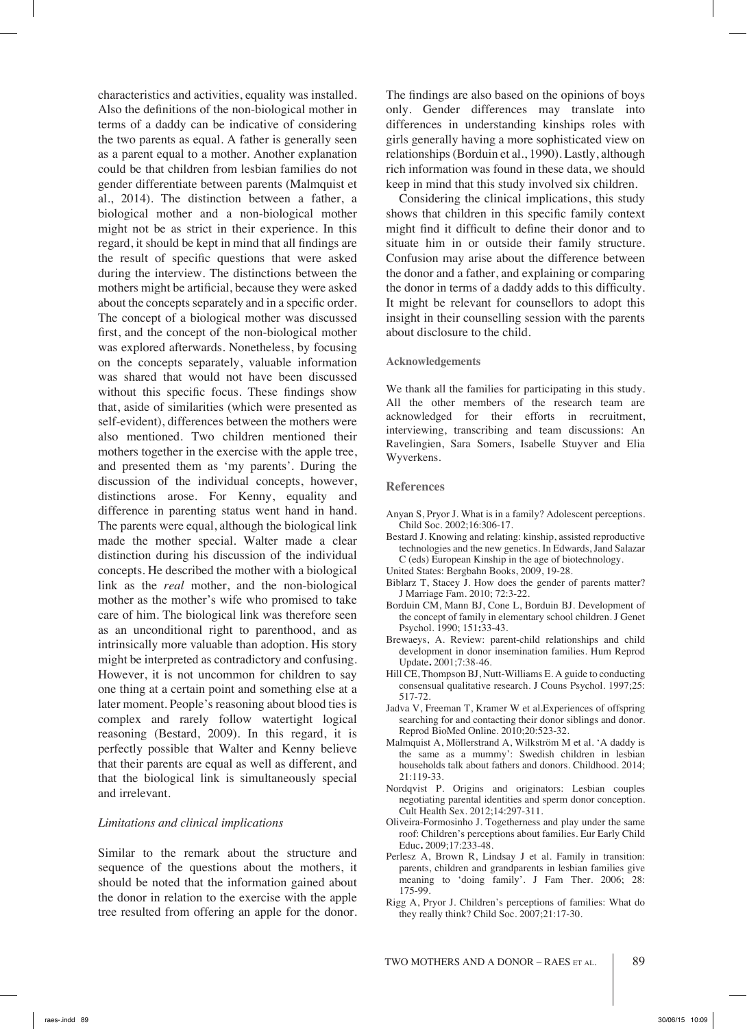characteristics and activities, equality was installed. Also the definitions of the non-biological mother in terms of a daddy can be indicative of considering the two parents as equal. A father is generally seen as a parent equal to a mother. Another explanation could be that children from lesbian families do not gender differentiate between parents (Malmquist et al., 2014). The distinction between a father, a biological mother and a non-biological mother might not be as strict in their experience. In this regard, it should be kept in mind that all findings are the result of specific questions that were asked during the interview. The distinctions between the mothers might be artificial, because they were asked about the concepts separately and in a specific order. The concept of a biological mother was discussed first, and the concept of the non-biological mother was explored afterwards. Nonetheless, by focusing on the concepts separately, valuable information was shared that would not have been discussed without this specific focus. These findings show that, aside of similarities (which were presented as self-evident), differences between the mothers were also mentioned. Two children mentioned their mothers together in the exercise with the apple tree, and presented them as 'my parents'. During the discussion of the individual concepts, however, distinctions arose. For Kenny, equality and difference in parenting status went hand in hand. The parents were equal, although the biological link made the mother special. Walter made a clear distinction during his discussion of the individual concepts. He described the mother with a biological link as the *real* mother, and the non-biological mother as the mother's wife who promised to take care of him. The biological link was therefore seen as an unconditional right to parenthood, and as intrinsically more valuable than adoption. His story might be interpreted as contradictory and confusing. However, it is not uncommon for children to say one thing at a certain point and something else at a later moment. People's reasoning about blood ties is complex and rarely follow watertight logical reasoning (Bestard, 2009). In this regard, it is perfectly possible that Walter and Kenny believe that their parents are equal as well as different, and that the biological link is simultaneously special and irrelevant.

### *Limitations and clinical implications*

Similar to the remark about the structure and sequence of the questions about the mothers, it should be noted that the information gained about the donor in relation to the exercise with the apple tree resulted from offering an apple for the donor. The findings are also based on the opinions of boys only. Gender differences may translate into differences in understanding kinships roles with girls generally having a more sophisticated view on relationships (Borduin et al., 1990). Lastly, although rich information was found in these data, we should keep in mind that this study involved six children.

Considering the clinical implications, this study shows that children in this specific family context might find it difficult to define their donor and to situate him in or outside their family structure. Confusion may arise about the difference between the donor and a father, and explaining or comparing the donor in terms of a daddy adds to this difficulty. It might be relevant for counsellors to adopt this insight in their counselling session with the parents about disclosure to the child.

#### Acknowledgements

We thank all the families for participating in this study. All the other members of the research team are acknowledged for their efforts in recruitment, interviewing, transcribing and team discussions: An Ravelingien, Sara Somers, Isabelle Stuyver and Elia Wyverkens.

## References

- Anyan S, Pryor J. What is in a family? Adolescent perceptions. Child Soc. 2002;16:306-17.
- Bestard J. Knowing and relating: kinship, assisted reproductive technologies and the new genetics. In Edwards, Jand Salazar C (eds) European Kinship in the age of biotechnology. United States: Bergbahn Books, 2009, 19-28.
- Biblarz T, Stacey J. How does the gender of parents matter? J Marriage Fam. 2010; 72:3-22.
- Borduin CM, Mann BJ, Cone L, Borduin BJ. Development of the concept of family in elementary school children. J Genet Psychol. 1990; 151:33-43.
- Brewaeys, A. Review: parent-child relationships and child development in donor insemination families. Hum Reprod Update. 2001;7:38-46.
- Hill CE, Thompson BJ, Nutt-Williams E. A guide to conducting consensual qualitative research. J Couns Psychol. 1997;25: 517-72.
- Jadva V, Freeman T, Kramer W et al.Experiences of offspring searching for and contacting their donor siblings and donor. Reprod BioMed Online. 2010;20:523-32.
- Malmquist A, Möllerstrand A, Wilkström M et al. 'A daddy is the same as a mummy': Swedish children in lesbian households talk about fathers and donors. Childhood. 2014; 21:119-33.
- Nordqvist P. Origins and originators: Lesbian couples negotiating parental identities and sperm donor conception. Cult Health Sex. 2012;14:297-311.
- Oliveira-Formosinho J. Togetherness and play under the same roof: Children's perceptions about families. Eur Early Child Educ. 2009;17:233-48.
- Perlesz A, Brown R, Lindsay J et al. Family in transition: parents, children and grandparents in lesbian families give meaning to 'doing family'. J Fam Ther. 2006; 28: 175-99.
- Rigg A, Pryor J. Children's perceptions of families: What do they really think? Child Soc. 2007;21:17-30.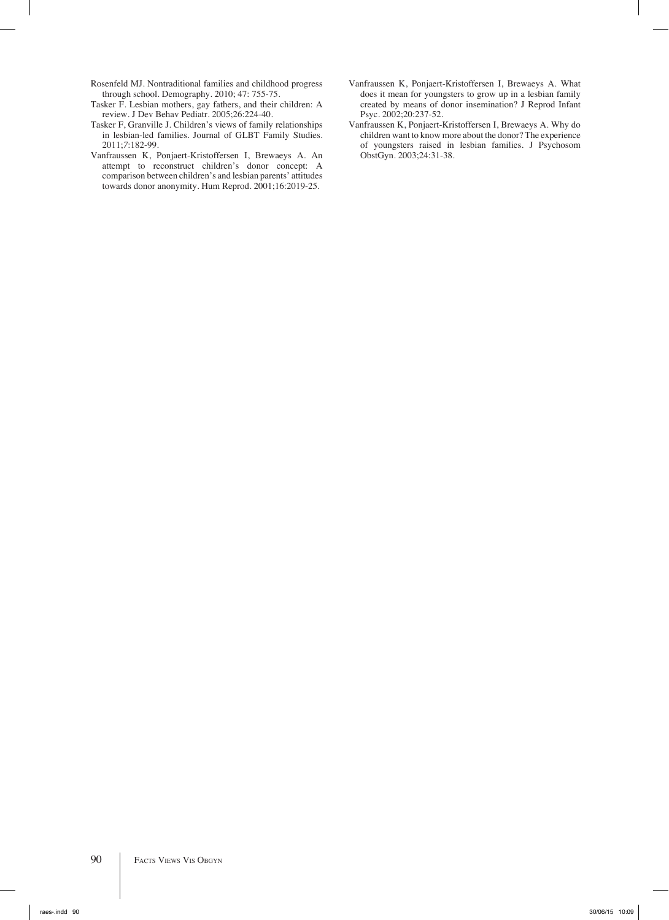Rosenfeld MJ. Nontraditional families and childhood progress through school. Demography. 2010; 47: 755-75.

Tasker F. Lesbian mothers, gay fathers, and their children: A review. J Dev Behav Pediatr. 2005;26:224-40.

Tasker F, Granville J. Children's views of family relationships in lesbian-led families. Journal of GLBT Family Studies. 2011;7:182-99.

Vanfraussen K, Ponjaert-Kristoffersen I, Brewaeys A. An attempt to reconstruct children's donor concept: A comparison between children's and lesbian parents' attitudes towards donor anonymity. Hum Reprod. 2001;16:2019-25.

Vanfraussen K, Ponjaert-Kristoffersen I, Brewaeys A. What does it mean for youngsters to grow up in a lesbian family created by means of donor insemination? J Reprod Infant Psyc. 2002;20:237-52.

Vanfraussen K, Ponjaert-Kristoffersen I, Brewaeys A. Why do children want to know more about the donor? The experience of youngsters raised in lesbian families. J Psychosom ObstGyn. 2003;24:31-38.